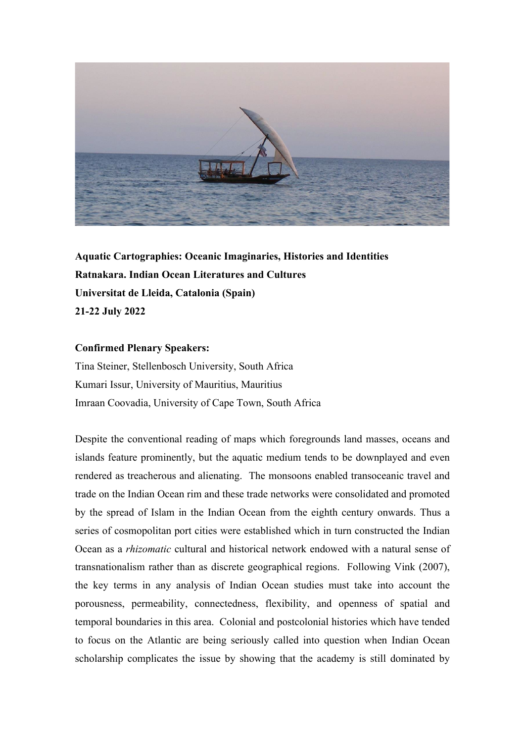**Aquatic Cartographies: Oceanic Imaginaries, Histories and Identities**
**Ratnakara. Indian Ocean Literatures and Cultures**
**Universitat de Lleida, Catalonia (Spain)**
**21-22 July 2022**

**Confirmed Plenary Speakers:**
Tina Steiner, Stellenbosch University, South Africa
Kumari Issur, University of Mauritius, Mauritius
Imraan Coovadia, University of Cape Town, South Africa

Despite the conventional reading of maps which foregrounds land masses, oceans and islands feature prominently, but the aquatic medium tends to be downplayed and even rendered as treacherous and alienating. The monsoons enabled transoceanic travel and trade on the Indian Ocean rim and these trade networks were consolidated and promoted by the spread of Islam in the Indian Ocean from the eighth century onwards. Thus a series of cosmopolitan port cities were established which in turn constructed the Indian Ocean as a *rhizomatic* cultural and historical network endowed with a natural sense of transnationalism rather than as discrete geographical regions. Following Vink (2007), the key terms in any analysis of Indian Ocean studies must take into account the porousness, permeability, connectedness, flexibility, and openness of spatial and temporal boundaries in this area. Colonial and postcolonial histories which have tended to focus on the Atlantic are being seriously called into question when Indian Ocean scholarship complicates the issue by showing that the academy is still dominated by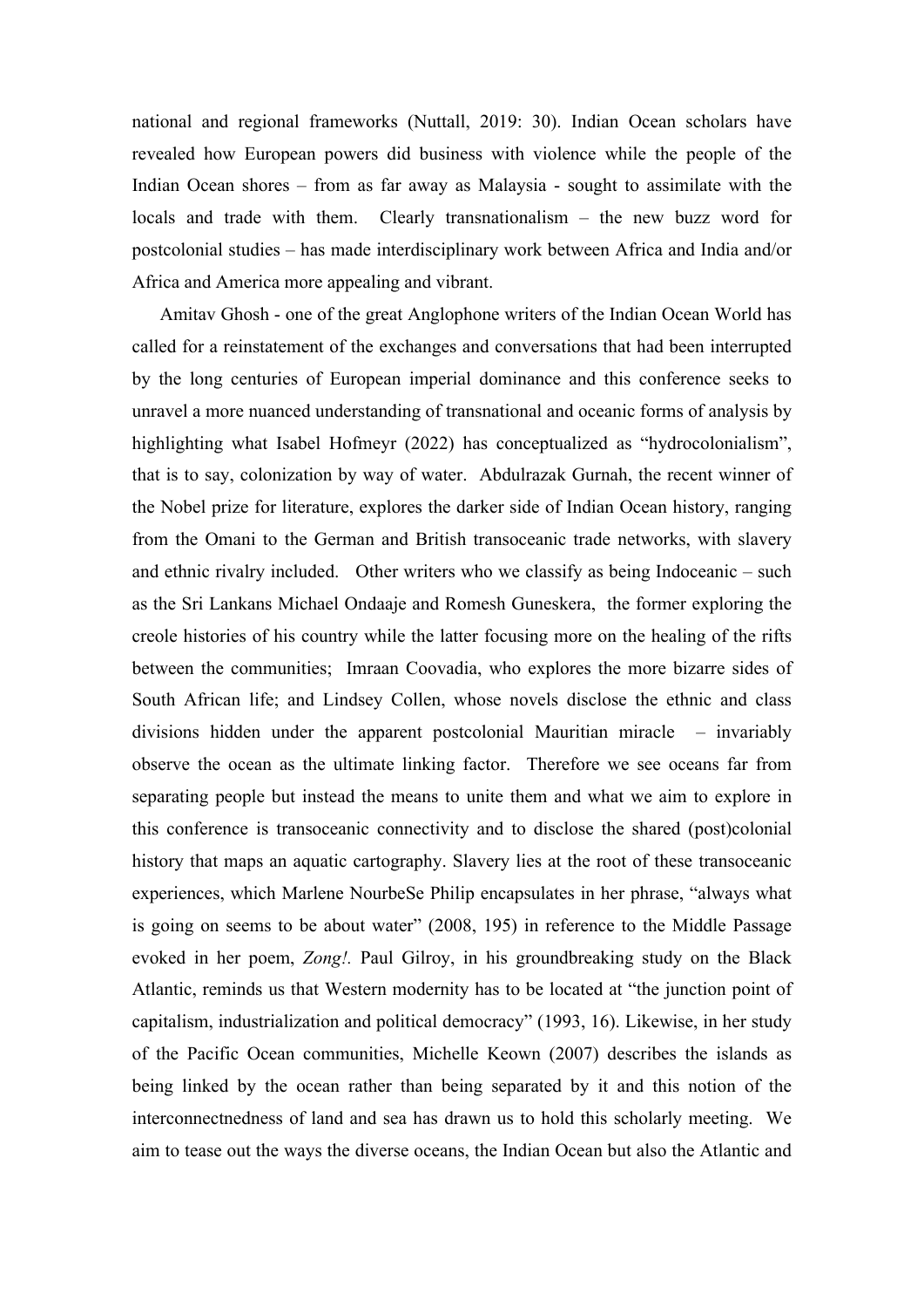national and regional frameworks (Nuttall, 2019: 30). Indian Ocean scholars have revealed how European powers did business with violence while the people of the Indian Ocean shores – from as far away as Malaysia - sought to assimilate with the locals and trade with them. Clearly transnationalism – the new buzz word for postcolonial studies – has made interdisciplinary work between Africa and India and/or Africa and America more appealing and vibrant.

Amitav Ghosh - one of the great Anglophone writers of the Indian Ocean World has called for a reinstatement of the exchanges and conversations that had been interrupted by the long centuries of European imperial dominance and this conference seeks to unravel a more nuanced understanding of transnational and oceanic forms of analysis by highlighting what Isabel Hofmeyr (2022) has conceptualized as "hydrocolonialism", that is to say, colonization by way of water. Abdulrazak Gurnah, the recent winner of the Nobel prize for literature, explores the darker side of Indian Ocean history, ranging from the Omani to the German and British transoceanic trade networks, with slavery and ethnic rivalry included. Other writers who we classify as being Indoceanic – such as the Sri Lankans Michael Ondaaje and Romesh Guneskera, the former exploring the creole histories of his country while the latter focusing more on the healing of the rifts between the communities; Imraan Coovadia, who explores the more bizarre sides of South African life; and Lindsey Collen, whose novels disclose the ethnic and class divisions hidden under the apparent postcolonial Mauritian miracle – invariably observe the ocean as the ultimate linking factor. Therefore we see oceans far from separating people but instead the means to unite them and what we aim to explore in this conference is transoceanic connectivity and to disclose the shared (post)colonial history that maps an aquatic cartography. Slavery lies at the root of these transoceanic experiences, which Marlene NourbeSe Philip encapsulates in her phrase, "always what is going on seems to be about water" (2008, 195) in reference to the Middle Passage evoked in her poem, *Zong!.* Paul Gilroy, in his groundbreaking study on the Black Atlantic, reminds us that Western modernity has to be located at "the junction point of capitalism, industrialization and political democracy" (1993, 16). Likewise, in her study of the Pacific Ocean communities, Michelle Keown (2007) describes the islands as being linked by the ocean rather than being separated by it and this notion of the interconnectnedness of land and sea has drawn us to hold this scholarly meeting. We aim to tease out the ways the diverse oceans, the Indian Ocean but also the Atlantic and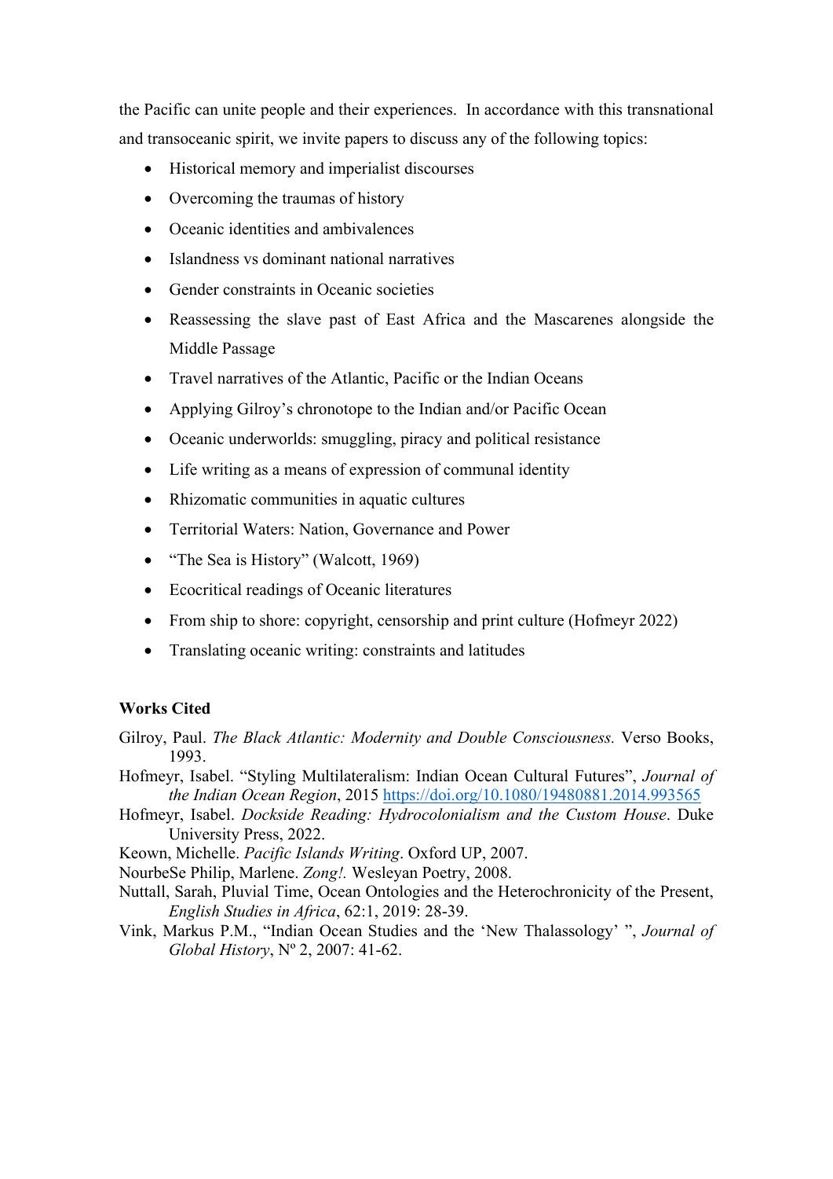the Pacific can unite people and their experiences. In accordance with this transnational and transoceanic spirit, we invite papers to discuss any of the following topics:

- Historical memory and imperialist discourses
- Overcoming the traumas of history
- Oceanic identities and ambivalences
- Islandness vs dominant national narratives
- Gender constraints in Oceanic societies
- Reassessing the slave past of East Africa and the Mascarenes alongside the Middle Passage
- Travel narratives of the Atlantic, Pacific or the Indian Oceans
- Applying Gilroy's chronotope to the Indian and/or Pacific Ocean
- Oceanic underworlds: smuggling, piracy and political resistance
- Life writing as a means of expression of communal identity
- Rhizomatic communities in aquatic cultures
- Territorial Waters: Nation, Governance and Power
- "The Sea is History" (Walcott, 1969)
- Ecocritical readings of Oceanic literatures
- From ship to shore: copyright, censorship and print culture (Hofmeyr 2022)
- Translating oceanic writing: constraints and latitudes

**Works Cited**

Gilroy, Paul. *The Black Atlantic: Modernity and Double Consciousness.* Verso Books, 1993.

Hofmeyr, Isabel. "Styling Multilateralism: Indian Ocean Cultural Futures", *Journal of the Indian Ocean Region*, 2015 https://doi.org/10.1080/19480881.2014.993565

Hofmeyr, Isabel. *Dockside Reading: Hydrocolonialism and the Custom House*. Duke University Press, 2022.

Keown, Michelle. *Pacific Islands Writing*. Oxford UP, 2007.

NourbeSe Philip, Marlene. *Zong!.* Wesleyan Poetry, 2008.

Nuttall, Sarah, Pluvial Time, Ocean Ontologies and the Heterochronicity of the Present, *English Studies in Africa*, 62:1, 2019: 28-39.

Vink, Markus P.M., "Indian Ocean Studies and the 'New Thalassology' ", *Journal of Global History*, Nº 2, 2007: 41-62.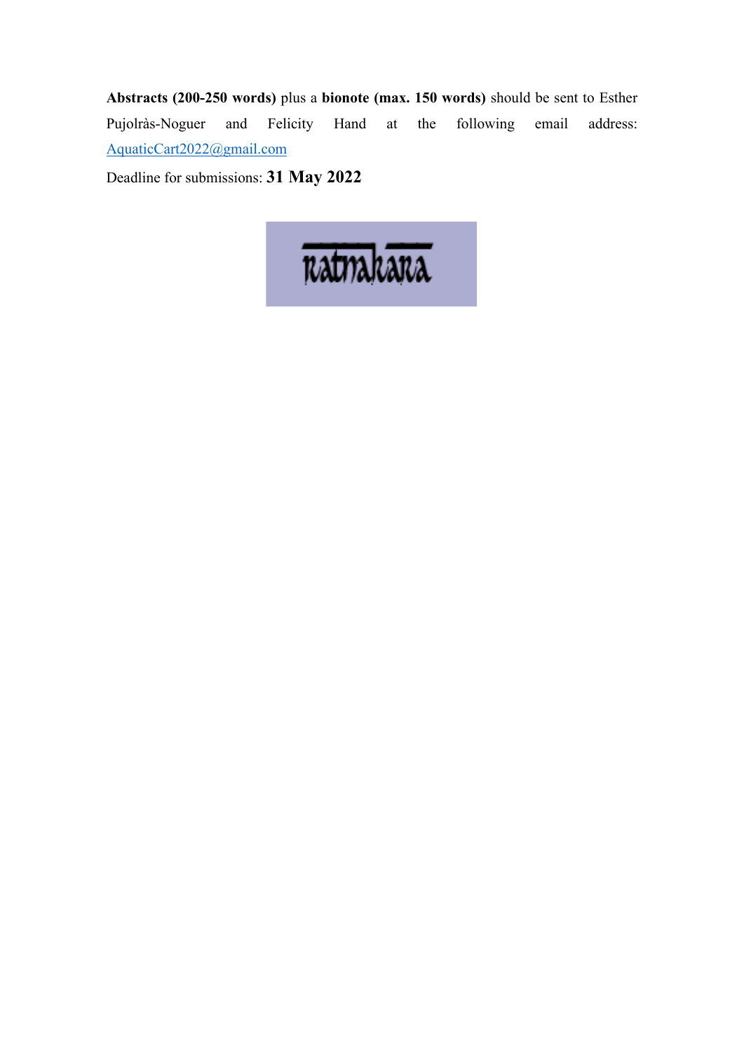**Abstracts (200-250 words)** plus a **bionote (max. 150 words)** should be sent to Esther Pujolràs-Noguer and Felicity Hand at the following email address: AquaticCart2022@gmail.com

Deadline for submissions: **31 May 2022**